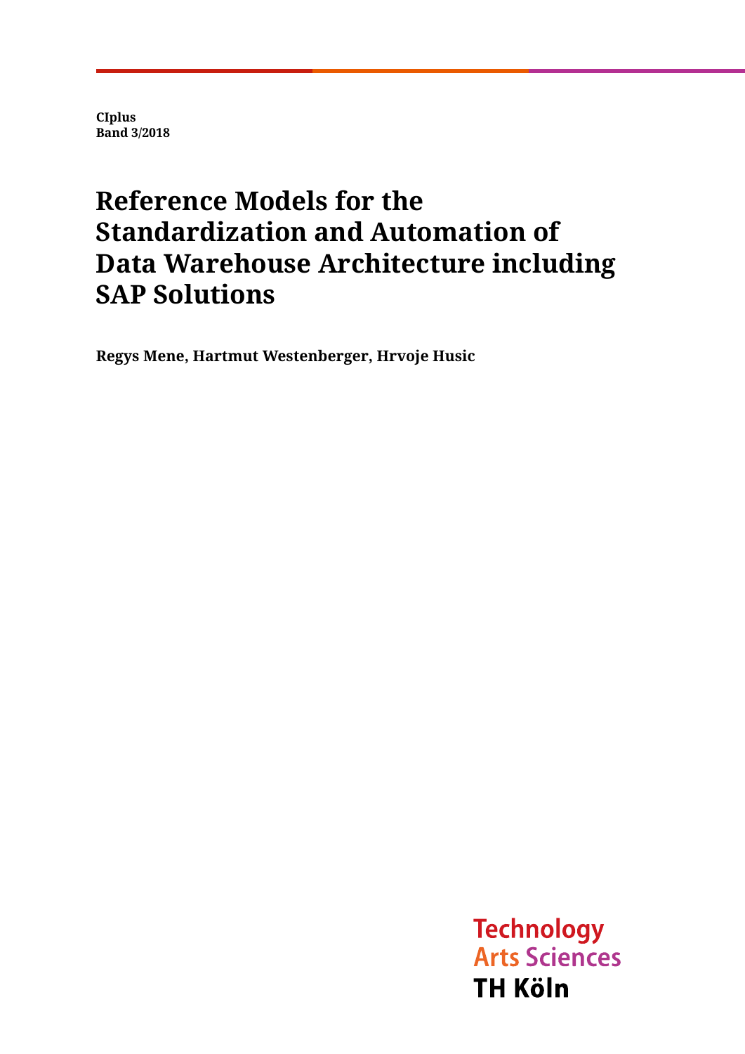**CIplus**
**Band 3/2018**

# Reference Models for the Standardization and Automation of Data Warehouse Architecture including SAP Solutions

**Regys Mene, Hartmut Westenberger, Hrvoje Husic**

Technology
Arts Sciences
TH Köln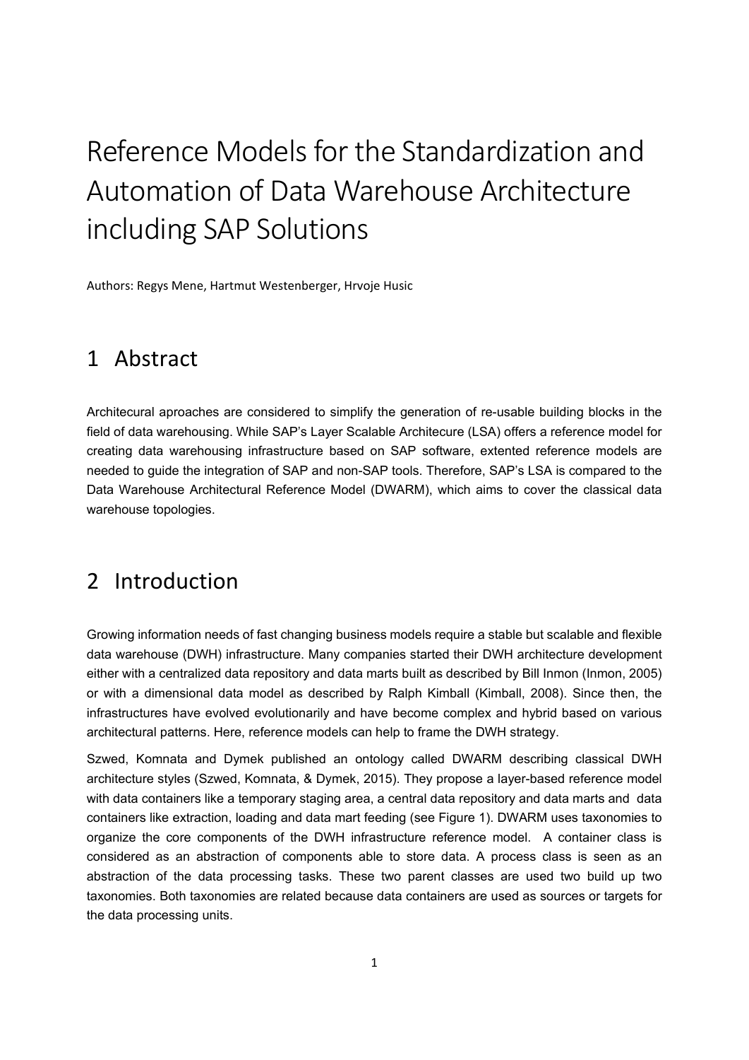// Reference Models for the Standardization and Automation of Data Warehouse Architecture including SAP Solutions

Authors: Regys Mene, Hartmut Westenberger, Hrvoje Husic

## 1 Abstract

Architecural aproaches are considered to simplify the generation of re-usable building blocks in the field of data warehousing. While SAP's Layer Scalable Architecure (LSA) offers a reference model for creating data warehousing infrastructure based on SAP software, extented reference models are needed to guide the integration of SAP and non-SAP tools. Therefore, SAP's LSA is compared to the Data Warehouse Architectural Reference Model (DWARM), which aims to cover the classical data warehouse topologies.

## 2 Introduction

Growing information needs of fast changing business models require a stable but scalable and flexible data warehouse (DWH) infrastructure. Many companies started their DWH architecture development either with a centralized data repository and data marts built as described by Bill Inmon (Inmon, 2005) or with a dimensional data model as described by Ralph Kimball (Kimball, 2008). Since then, the infrastructures have evolved evolutionarily and have become complex and hybrid based on various architectural patterns. Here, reference models can help to frame the DWH strategy.

Szwed, Komnata and Dymek published an ontology called DWARM describing classical DWH architecture styles (Szwed, Komnata, & Dymek, 2015). They propose a layer-based reference model with data containers like a temporary staging area, a central data repository and data marts and data containers like extraction, loading and data mart feeding (see Figure 1). DWARM uses taxonomies to organize the core components of the DWH infrastructure reference model. A container class is considered as an abstraction of components able to store data. A process class is seen as an abstraction of the data processing tasks. These two parent classes are used two build up two taxonomies. Both taxonomies are related because data containers are used as sources or targets for the data processing units.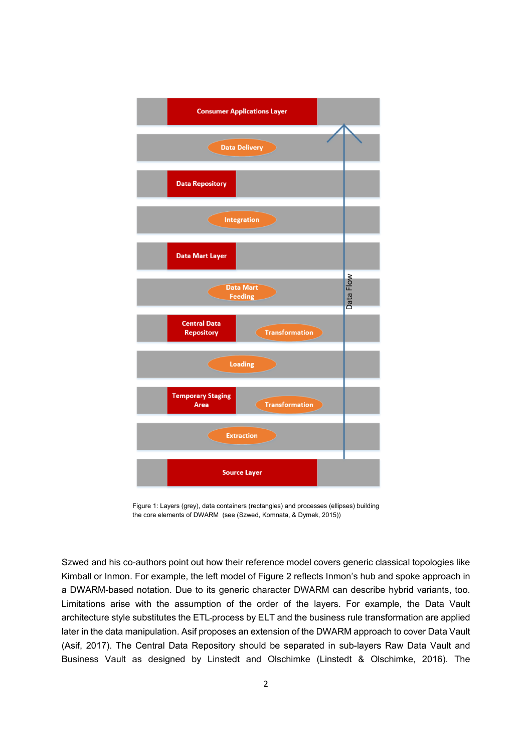Figure 1: Layers (grey), data containers (rectangles) and processes (ellipses) building the core elements of DWARM (see (Szwed, Komnata, & Dymek, 2015))

Szwed and his co-authors point out how their reference model covers generic classical topologies like Kimball or Inmon. For example, the left model of Figure 2 reflects Inmon's hub and spoke approach in a DWARM-based notation. Due to its generic character DWARM can describe hybrid variants, too. Limitations arise with the assumption of the order of the layers. For example, the Data Vault architecture style substitutes the ETL-process by ELT and the business rule transformation are applied later in the data manipulation. Asif proposes an extension of the DWARM approach to cover Data Vault (Asif, 2017). The Central Data Repository should be separated in sub-layers Raw Data Vault and Business Vault as designed by Linstedt and Olschimke (Linstedt & Olschimke, 2016). The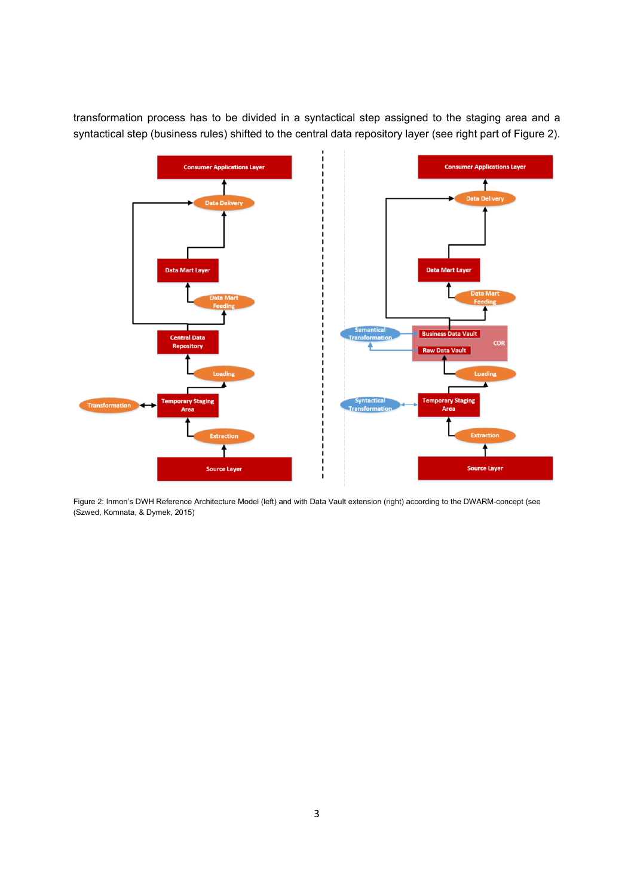transformation process has to be divided in a syntactical step assigned to the staging area and a syntactical step (business rules) shifted to the central data repository layer (see right part of Figure 2).

Figure 2: Inmon's DWH Reference Architecture Model (left) and with Data Vault extension (right) according to the DWARM-concept (see (Szwed, Komnata, & Dymek, 2015)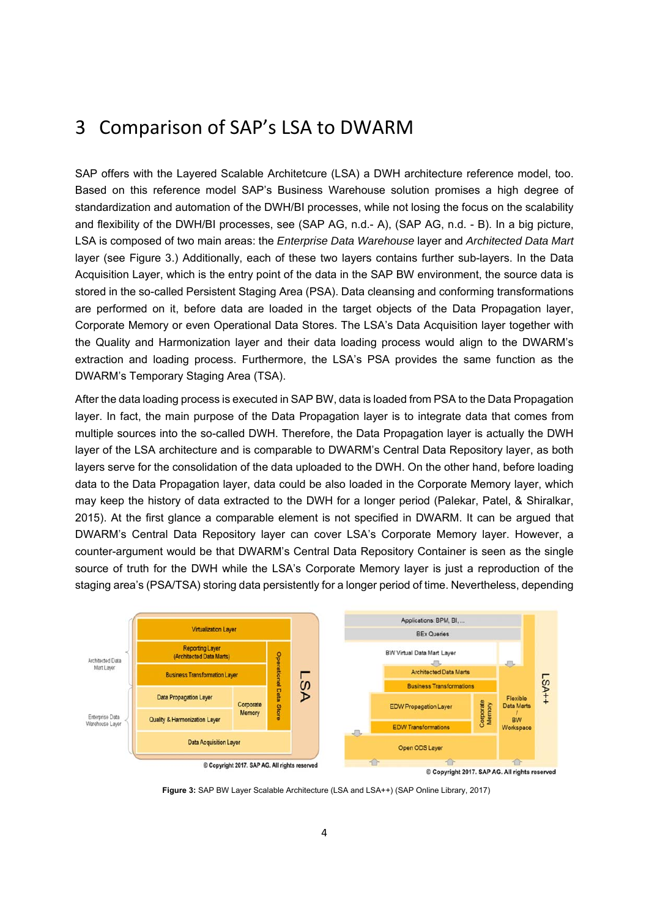# 3 Comparison of SAP's LSA to DWARM

SAP offers with the Layered Scalable Architetcure (LSA) a DWH architecture reference model, too. Based on this reference model SAP's Business Warehouse solution promises a high degree of standardization and automation of the DWH/BI processes, while not losing the focus on the scalability and flexibility of the DWH/BI processes, see (SAP AG, n.d.- A), (SAP AG, n.d. - B). In a big picture, LSA is composed of two main areas: the *Enterprise Data Warehouse* layer and *Architected Data Mart* layer (see Figure 3.) Additionally, each of these two layers contains further sub-layers. In the Data Acquisition Layer, which is the entry point of the data in the SAP BW environment, the source data is stored in the so-called Persistent Staging Area (PSA). Data cleansing and conforming transformations are performed on it, before data are loaded in the target objects of the Data Propagation layer, Corporate Memory or even Operational Data Stores. The LSA's Data Acquisition layer together with the Quality and Harmonization layer and their data loading process would align to the DWARM's extraction and loading process. Furthermore, the LSA's PSA provides the same function as the DWARM's Temporary Staging Area (TSA).

After the data loading process is executed in SAP BW, data is loaded from PSA to the Data Propagation layer. In fact, the main purpose of the Data Propagation layer is to integrate data that comes from multiple sources into the so-called DWH. Therefore, the Data Propagation layer is actually the DWH layer of the LSA architecture and is comparable to DWARM's Central Data Repository layer, as both layers serve for the consolidation of the data uploaded to the DWH. On the other hand, before loading data to the Data Propagation layer, data could be also loaded in the Corporate Memory layer, which may keep the history of data extracted to the DWH for a longer period (Palekar, Patel, & Shiralkar, 2015). At the first glance a comparable element is not specified in DWARM. It can be argued that DWARM's Central Data Repository layer can cover LSA's Corporate Memory layer. However, a counter-argument would be that DWARM's Central Data Repository Container is seen as the single source of truth for the DWH while the LSA's Corporate Memory layer is just a reproduction of the staging area's (PSA/TSA) storing data persistently for a longer period of time. Nevertheless, depending

**Figure 3:** SAP BW Layer Scalable Architecture (LSA and LSA++) (SAP Online Library, 2017)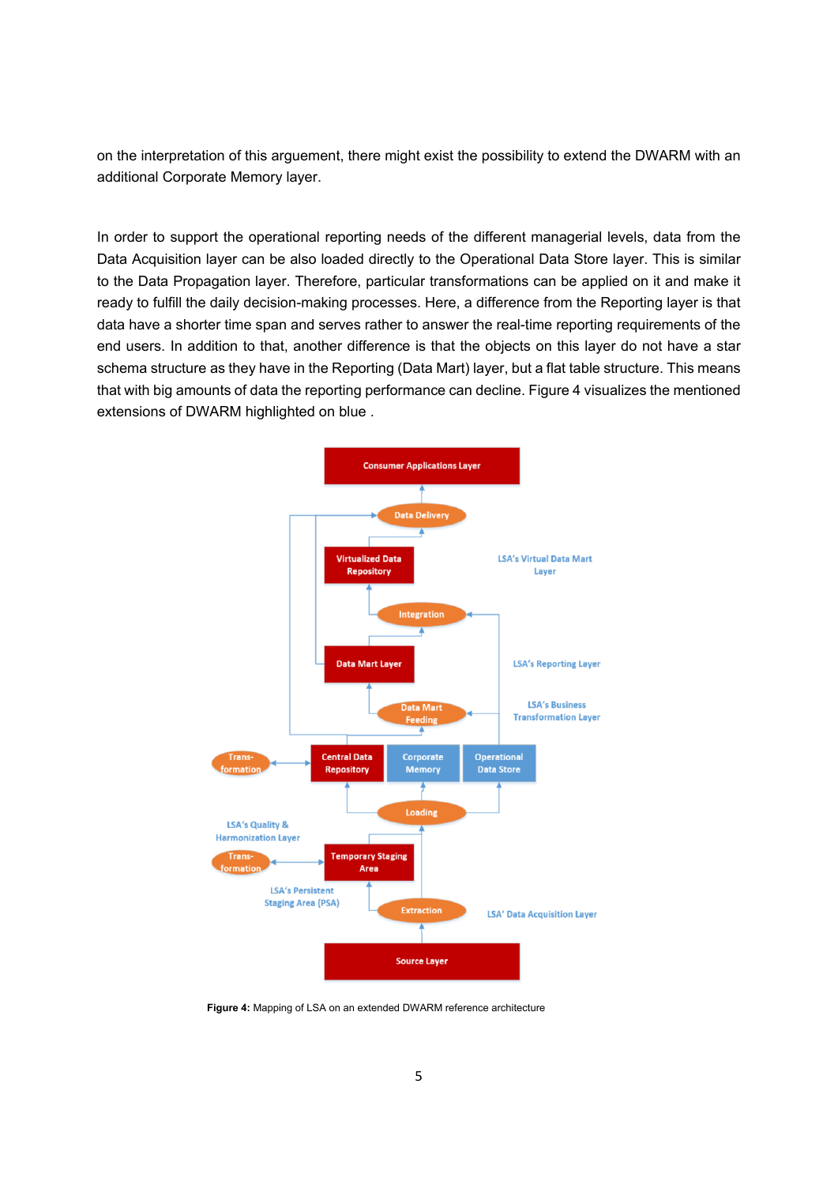on the interpretation of this arguement, there might exist the possibility to extend the DWARM with an additional Corporate Memory layer.

In order to support the operational reporting needs of the different managerial levels, data from the Data Acquisition layer can be also loaded directly to the Operational Data Store layer. This is similar to the Data Propagation layer. Therefore, particular transformations can be applied on it and make it ready to fulfill the daily decision-making processes. Here, a difference from the Reporting layer is that data have a shorter time span and serves rather to answer the real-time reporting requirements of the end users. In addition to that, another difference is that the objects on this layer do not have a star schema structure as they have in the Reporting (Data Mart) layer, but a flat table structure. This means that with big amounts of data the reporting performance can decline. Figure 4 visualizes the mentioned extensions of DWARM highlighted on blue .

**Figure 4:** Mapping of LSA on an extended DWARM reference architecture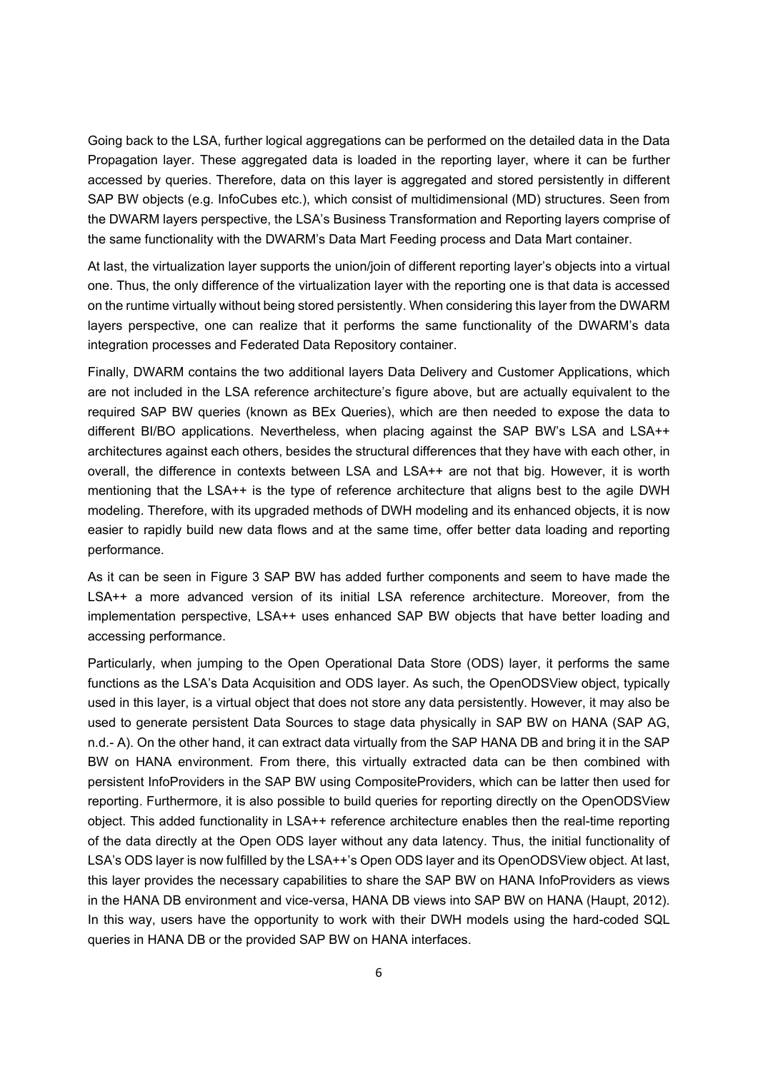Going back to the LSA, further logical aggregations can be performed on the detailed data in the Data Propagation layer. These aggregated data is loaded in the reporting layer, where it can be further accessed by queries. Therefore, data on this layer is aggregated and stored persistently in different SAP BW objects (e.g. InfoCubes etc.), which consist of multidimensional (MD) structures. Seen from the DWARM layers perspective, the LSA's Business Transformation and Reporting layers comprise of the same functionality with the DWARM's Data Mart Feeding process and Data Mart container.

At last, the virtualization layer supports the union/join of different reporting layer's objects into a virtual one. Thus, the only difference of the virtualization layer with the reporting one is that data is accessed on the runtime virtually without being stored persistently. When considering this layer from the DWARM layers perspective, one can realize that it performs the same functionality of the DWARM's data integration processes and Federated Data Repository container.

Finally, DWARM contains the two additional layers Data Delivery and Customer Applications, which are not included in the LSA reference architecture's figure above, but are actually equivalent to the required SAP BW queries (known as BEx Queries), which are then needed to expose the data to different BI/BO applications. Nevertheless, when placing against the SAP BW's LSA and LSA++ architectures against each others, besides the structural differences that they have with each other, in overall, the difference in contexts between LSA and LSA++ are not that big. However, it is worth mentioning that the LSA++ is the type of reference architecture that aligns best to the agile DWH modeling. Therefore, with its upgraded methods of DWH modeling and its enhanced objects, it is now easier to rapidly build new data flows and at the same time, offer better data loading and reporting performance.

As it can be seen in Figure 3 SAP BW has added further components and seem to have made the LSA++ a more advanced version of its initial LSA reference architecture. Moreover, from the implementation perspective, LSA++ uses enhanced SAP BW objects that have better loading and accessing performance.

Particularly, when jumping to the Open Operational Data Store (ODS) layer, it performs the same functions as the LSA's Data Acquisition and ODS layer. As such, the OpenODSView object, typically used in this layer, is a virtual object that does not store any data persistently. However, it may also be used to generate persistent Data Sources to stage data physically in SAP BW on HANA (SAP AG, n.d.- A). On the other hand, it can extract data virtually from the SAP HANA DB and bring it in the SAP BW on HANA environment. From there, this virtually extracted data can be then combined with persistent InfoProviders in the SAP BW using CompositeProviders, which can be latter then used for reporting. Furthermore, it is also possible to build queries for reporting directly on the OpenODSView object. This added functionality in LSA++ reference architecture enables then the real-time reporting of the data directly at the Open ODS layer without any data latency. Thus, the initial functionality of LSA's ODS layer is now fulfilled by the LSA++'s Open ODS layer and its OpenODSView object. At last, this layer provides the necessary capabilities to share the SAP BW on HANA InfoProviders as views in the HANA DB environment and vice-versa, HANA DB views into SAP BW on HANA (Haupt, 2012). In this way, users have the opportunity to work with their DWH models using the hard-coded SQL queries in HANA DB or the provided SAP BW on HANA interfaces.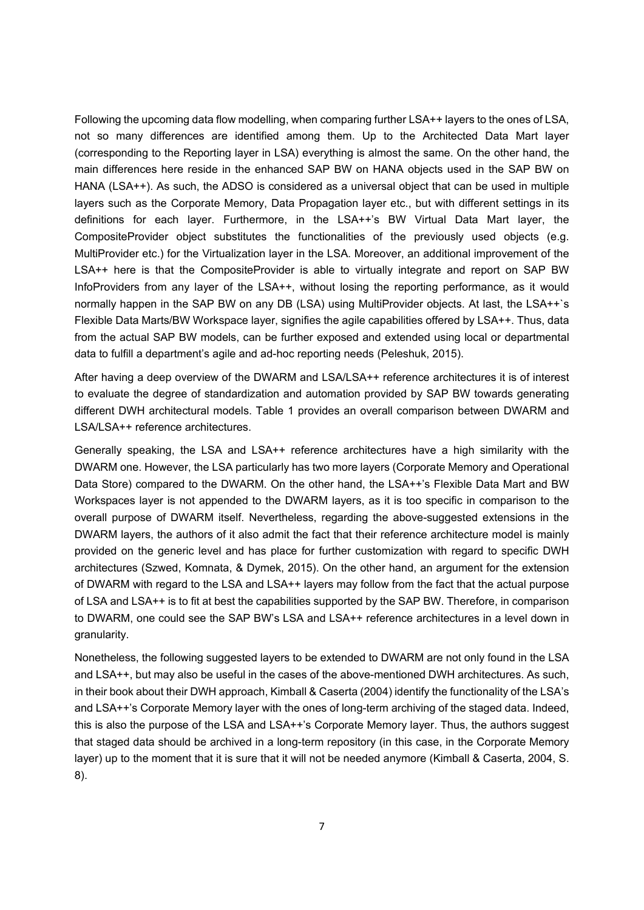Following the upcoming data flow modelling, when comparing further LSA++ layers to the ones of LSA, not so many differences are identified among them. Up to the Architected Data Mart layer (corresponding to the Reporting layer in LSA) everything is almost the same. On the other hand, the main differences here reside in the enhanced SAP BW on HANA objects used in the SAP BW on HANA (LSA++). As such, the ADSO is considered as a universal object that can be used in multiple layers such as the Corporate Memory, Data Propagation layer etc., but with different settings in its definitions for each layer. Furthermore, in the LSA++'s BW Virtual Data Mart layer, the CompositeProvider object substitutes the functionalities of the previously used objects (e.g. MultiProvider etc.) for the Virtualization layer in the LSA. Moreover, an additional improvement of the LSA++ here is that the CompositeProvider is able to virtually integrate and report on SAP BW InfoProviders from any layer of the LSA++, without losing the reporting performance, as it would normally happen in the SAP BW on any DB (LSA) using MultiProvider objects. At last, the LSA++`s Flexible Data Marts/BW Workspace layer, signifies the agile capabilities offered by LSA++. Thus, data from the actual SAP BW models, can be further exposed and extended using local or departmental data to fulfill a department's agile and ad-hoc reporting needs (Peleshuk, 2015).

After having a deep overview of the DWARM and LSA/LSA++ reference architectures it is of interest to evaluate the degree of standardization and automation provided by SAP BW towards generating different DWH architectural models. Table 1 provides an overall comparison between DWARM and LSA/LSA++ reference architectures.

Generally speaking, the LSA and LSA++ reference architectures have a high similarity with the DWARM one. However, the LSA particularly has two more layers (Corporate Memory and Operational Data Store) compared to the DWARM. On the other hand, the LSA++'s Flexible Data Mart and BW Workspaces layer is not appended to the DWARM layers, as it is too specific in comparison to the overall purpose of DWARM itself. Nevertheless, regarding the above-suggested extensions in the DWARM layers, the authors of it also admit the fact that their reference architecture model is mainly provided on the generic level and has place for further customization with regard to specific DWH architectures (Szwed, Komnata, & Dymek, 2015). On the other hand, an argument for the extension of DWARM with regard to the LSA and LSA++ layers may follow from the fact that the actual purpose of LSA and LSA++ is to fit at best the capabilities supported by the SAP BW. Therefore, in comparison to DWARM, one could see the SAP BW's LSA and LSA++ reference architectures in a level down in granularity.

Nonetheless, the following suggested layers to be extended to DWARM are not only found in the LSA and LSA++, but may also be useful in the cases of the above-mentioned DWH architectures. As such, in their book about their DWH approach, Kimball & Caserta (2004) identify the functionality of the LSA's and LSA++'s Corporate Memory layer with the ones of long-term archiving of the staged data. Indeed, this is also the purpose of the LSA and LSA++'s Corporate Memory layer. Thus, the authors suggest that staged data should be archived in a long-term repository (in this case, in the Corporate Memory layer) up to the moment that it is sure that it will not be needed anymore (Kimball & Caserta, 2004, S. 8).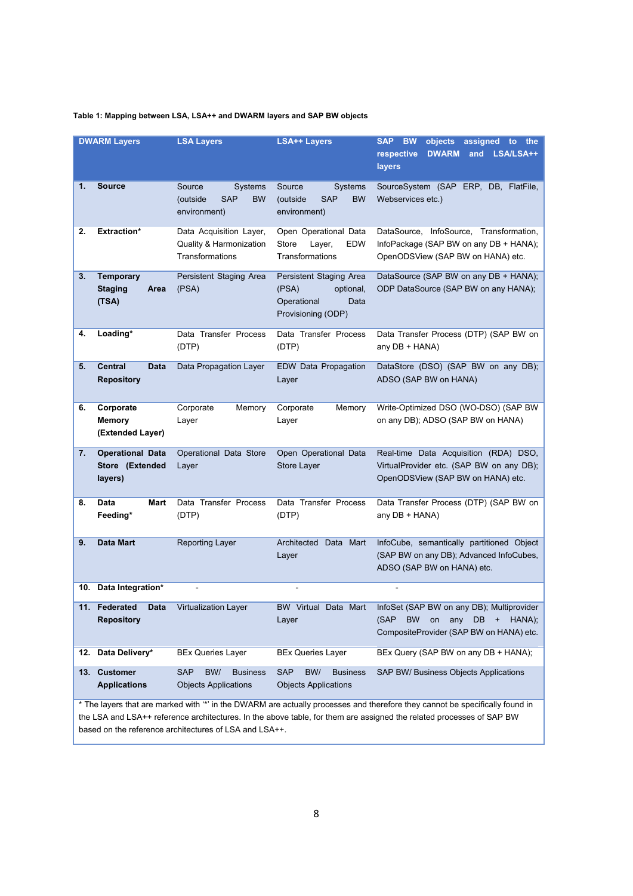**Table 1: Mapping between LSA, LSA++ and DWARM layers and SAP BW objects**

| DWARM Layers | LSA Layers | LSA++ Layers | SAP BW objects assigned to the respective DWARM and LSA/LSA++ layers |
|---|---|---|---|
| **1. Source** | Source Systems (outside SAP BW environment) | Source Systems (outside SAP BW environment) | SourceSystem (SAP ERP, DB, FlatFile, Webservices etc.) |
| **2. Extraction*** | Data Acquisition Layer, Quality & Harmonization Transformations | Open Operational Data Store Layer, EDW Transformations | DataSource, InfoSource, Transformation, InfoPackage (SAP BW on any DB + HANA); OpenODSView (SAP BW on HANA) etc. |
| **3. Temporary Staging Area (TSA)** | Persistent Staging Area (PSA) | Persistent Staging Area (PSA) optional, Operational Data Provisioning (ODP) | DataSource (SAP BW on any DB + HANA); ODP DataSource (SAP BW on any HANA); |
| **4. Loading*** | Data Transfer Process (DTP) | Data Transfer Process (DTP) | Data Transfer Process (DTP) (SAP BW on any DB + HANA) |
| **5. Central Data Repository** | Data Propagation Layer | EDW Data Propagation Layer | DataStore (DSO) (SAP BW on any DB); ADSO (SAP BW on HANA) |
| **6. Corporate Memory (Extended Layer)** | Corporate Memory Layer | Corporate Memory Layer | Write-Optimized DSO (WO-DSO) (SAP BW on any DB); ADSO (SAP BW on HANA) |
| **7. Operational Data Store (Extended layers)** | Operational Data Store Layer | Open Operational Data Store Layer | Real-time Data Acquisition (RDA) DSO, VirtualProvider etc. (SAP BW on any DB); OpenODSView (SAP BW on HANA) etc. |
| **8. Data Mart Feeding*** | Data Transfer Process (DTP) | Data Transfer Process (DTP) | Data Transfer Process (DTP) (SAP BW on any DB + HANA) |
| **9. Data Mart** | Reporting Layer | Architected Data Mart Layer | InfoCube, semantically partitioned Object (SAP BW on any DB); Advanced InfoCubes, ADSO (SAP BW on HANA) etc. |
| **10. Data Integration*** | - | - | - |
| **11. Federated Data Repository** | Virtualization Layer | BW Virtual Data Mart Layer | InfoSet (SAP BW on any DB); Multiprovider (SAP BW on any DB + HANA); CompositeProvider (SAP BW on HANA) etc. |
| **12. Data Delivery*** | BEx Queries Layer | BEx Queries Layer | BEx Query (SAP BW on any DB + HANA); |
| **13. Customer Applications** | SAP BW/ Business Objects Applications | SAP BW/ Business Objects Applications | SAP BW/ Business Objects Applications |

* The layers that are marked with '*' in the DWARM are actually processes and therefore they cannot be specifically found in the LSA and LSA++ reference architectures. In the above table, for them are assigned the related processes of SAP BW based on the reference architectures of LSA and LSA++.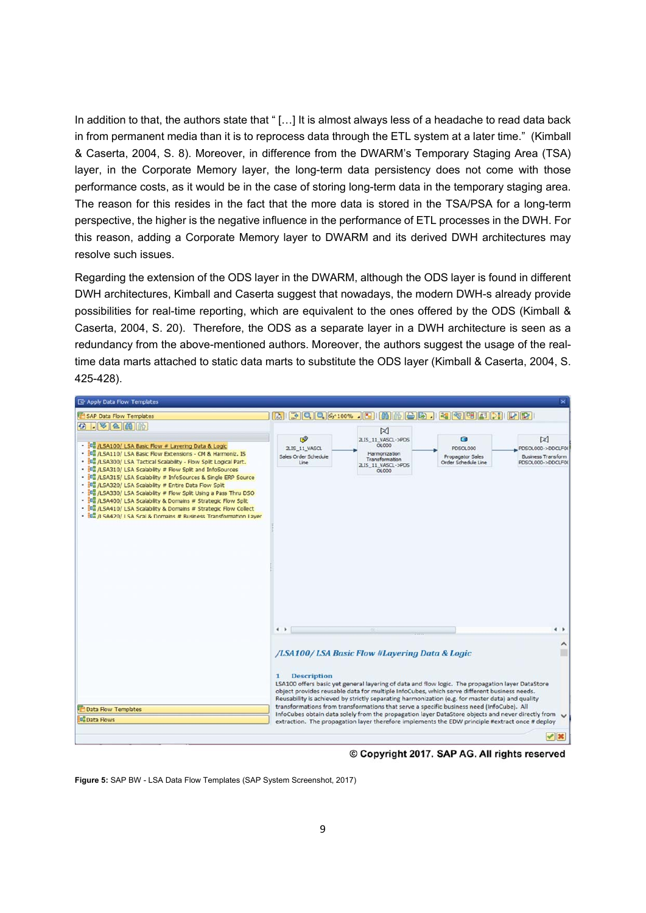In addition to that, the authors state that " […] It is almost always less of a headache to read data back in from permanent media than it is to reprocess data through the ETL system at a later time." (Kimball & Caserta, 2004, S. 8). Moreover, in difference from the DWARM's Temporary Staging Area (TSA) layer, in the Corporate Memory layer, the long-term data persistency does not come with those performance costs, as it would be in the case of storing long-term data in the temporary staging area. The reason for this resides in the fact that the more data is stored in the TSA/PSA for a long-term perspective, the higher is the negative influence in the performance of ETL processes in the DWH. For this reason, adding a Corporate Memory layer to DWARM and its derived DWH architectures may resolve such issues.

Regarding the extension of the ODS layer in the DWARM, although the ODS layer is found in different DWH architectures, Kimball and Caserta suggest that nowadays, the modern DWH-s already provide possibilities for real-time reporting, which are equivalent to the ones offered by the ODS (Kimball & Caserta, 2004, S. 20). Therefore, the ODS as a separate layer in a DWH architecture is seen as a redundancy from the above-mentioned authors. Moreover, the authors suggest the usage of the real-time data marts attached to static data marts to substitute the ODS layer (Kimball & Caserta, 2004, S. 425-428).

© Copyright 2017. SAP AG. All rights reserved

**Figure 5:** SAP BW - LSA Data Flow Templates (SAP System Screenshot, 2017)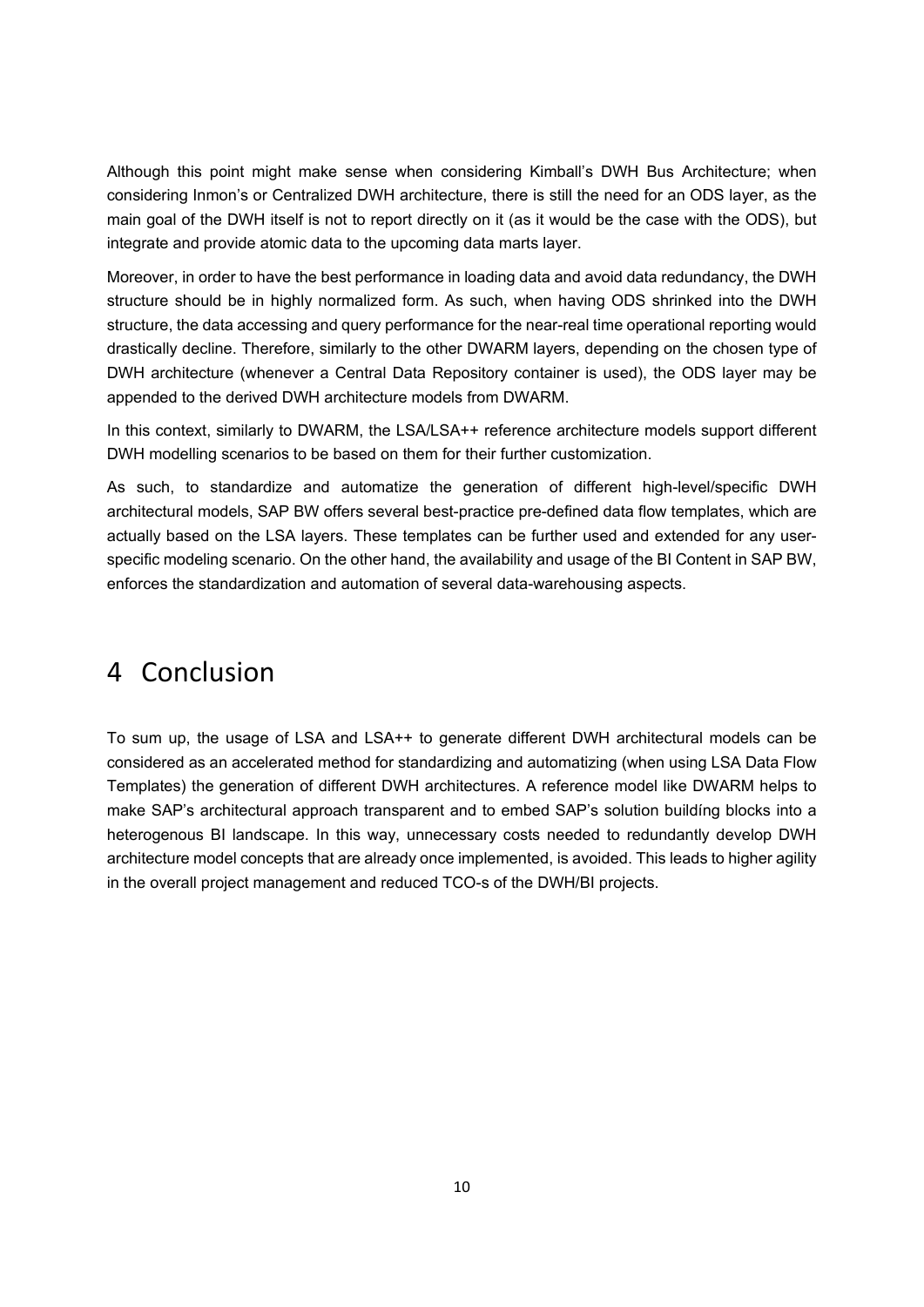Although this point might make sense when considering Kimball's DWH Bus Architecture; when considering Inmon's or Centralized DWH architecture, there is still the need for an ODS layer, as the main goal of the DWH itself is not to report directly on it (as it would be the case with the ODS), but integrate and provide atomic data to the upcoming data marts layer.

Moreover, in order to have the best performance in loading data and avoid data redundancy, the DWH structure should be in highly normalized form. As such, when having ODS shrinked into the DWH structure, the data accessing and query performance for the near-real time operational reporting would drastically decline. Therefore, similarly to the other DWARM layers, depending on the chosen type of DWH architecture (whenever a Central Data Repository container is used), the ODS layer may be appended to the derived DWH architecture models from DWARM.

In this context, similarly to DWARM, the LSA/LSA++ reference architecture models support different DWH modelling scenarios to be based on them for their further customization.

As such, to standardize and automatize the generation of different high-level/specific DWH architectural models, SAP BW offers several best-practice pre-defined data flow templates, which are actually based on the LSA layers. These templates can be further used and extended for any user-specific modeling scenario. On the other hand, the availability and usage of the BI Content in SAP BW, enforces the standardization and automation of several data-warehousing aspects.

# 4 Conclusion

To sum up, the usage of LSA and LSA++ to generate different DWH architectural models can be considered as an accelerated method for standardizing and automatizing (when using LSA Data Flow Templates) the generation of different DWH architectures. A reference model like DWARM helps to make SAP's architectural approach transparent and to embed SAP's solution buildíng blocks into a heterogenous BI landscape. In this way, unnecessary costs needed to redundantly develop DWH architecture model concepts that are already once implemented, is avoided. This leads to higher agility in the overall project management and reduced TCO-s of the DWH/BI projects.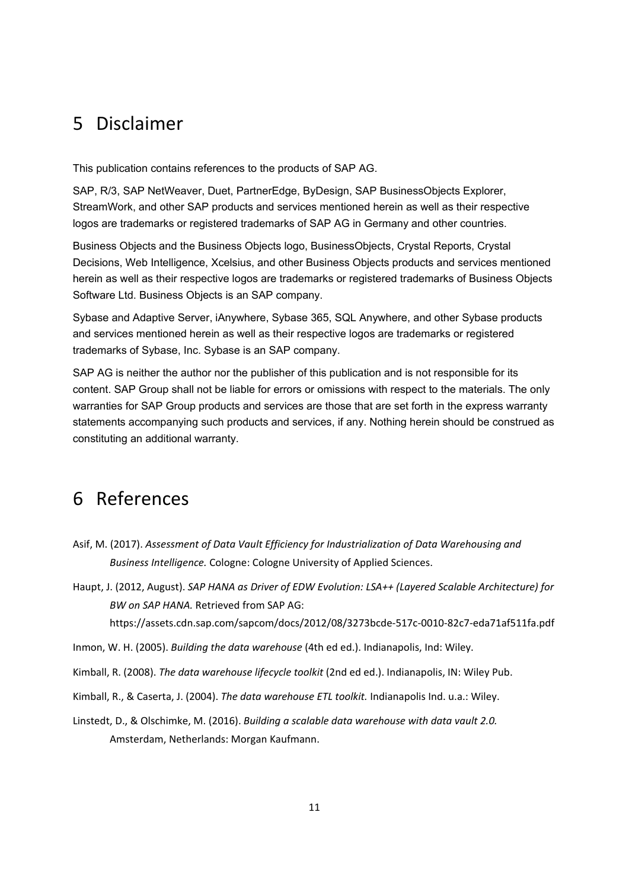# 5 Disclaimer

This publication contains references to the products of SAP AG.

SAP, R/3, SAP NetWeaver, Duet, PartnerEdge, ByDesign, SAP BusinessObjects Explorer, StreamWork, and other SAP products and services mentioned herein as well as their respective logos are trademarks or registered trademarks of SAP AG in Germany and other countries.

Business Objects and the Business Objects logo, BusinessObjects, Crystal Reports, Crystal Decisions, Web Intelligence, Xcelsius, and other Business Objects products and services mentioned herein as well as their respective logos are trademarks or registered trademarks of Business Objects Software Ltd. Business Objects is an SAP company.

Sybase and Adaptive Server, iAnywhere, Sybase 365, SQL Anywhere, and other Sybase products and services mentioned herein as well as their respective logos are trademarks or registered trademarks of Sybase, Inc. Sybase is an SAP company.

SAP AG is neither the author nor the publisher of this publication and is not responsible for its content. SAP Group shall not be liable for errors or omissions with respect to the materials. The only warranties for SAP Group products and services are those that are set forth in the express warranty statements accompanying such products and services, if any. Nothing herein should be construed as constituting an additional warranty.

# 6 References

Asif, M. (2017). *Assessment of Data Vault Efficiency for Industrialization of Data Warehousing and Business Intelligence.* Cologne: Cologne University of Applied Sciences.

Haupt, J. (2012, August). *SAP HANA as Driver of EDW Evolution: LSA++ (Layered Scalable Architecture) for BW on SAP HANA.* Retrieved from SAP AG: https://assets.cdn.sap.com/sapcom/docs/2012/08/3273bcde-517c-0010-82c7-eda71af511fa.pdf

Inmon, W. H. (2005). *Building the data warehouse* (4th ed ed.). Indianapolis, Ind: Wiley.

Kimball, R. (2008). *The data warehouse lifecycle toolkit* (2nd ed ed.). Indianapolis, IN: Wiley Pub.

Kimball, R., & Caserta, J. (2004). *The data warehouse ETL toolkit.* Indianapolis Ind. u.a.: Wiley.

Linstedt, D., & Olschimke, M. (2016). *Building a scalable data warehouse with data vault 2.0.* Amsterdam, Netherlands: Morgan Kaufmann.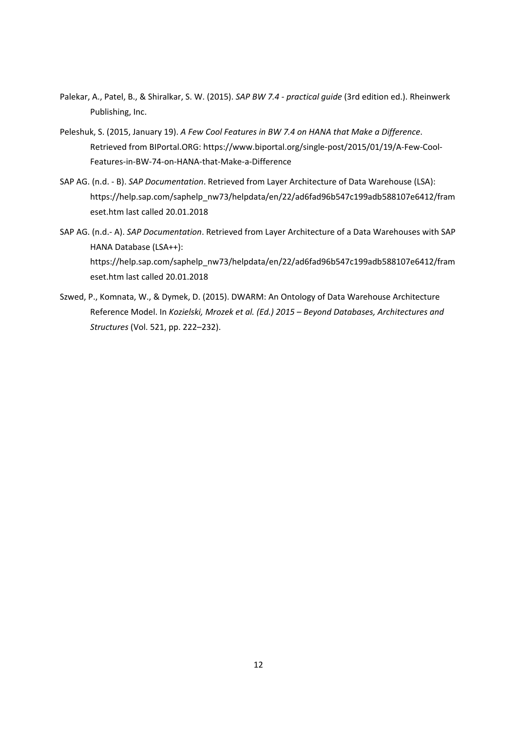Palekar, A., Patel, B., & Shiralkar, S. W. (2015). *SAP BW 7.4 - practical guide* (3rd edition ed.). Rheinwerk Publishing, Inc.

Peleshuk, S. (2015, January 19). *A Few Cool Features in BW 7.4 on HANA that Make a Difference*. Retrieved from BIPortal.ORG: https://www.biportal.org/single-post/2015/01/19/A-Few-Cool-Features-in-BW-74-on-HANA-that-Make-a-Difference

SAP AG. (n.d. - B). *SAP Documentation*. Retrieved from Layer Architecture of Data Warehouse (LSA): https://help.sap.com/saphelp_nw73/helpdata/en/22/ad6fad96b547c199adb588107e6412/frameset.htm last called 20.01.2018

SAP AG. (n.d.- A). *SAP Documentation*. Retrieved from Layer Architecture of a Data Warehouses with SAP HANA Database (LSA++): https://help.sap.com/saphelp_nw73/helpdata/en/22/ad6fad96b547c199adb588107e6412/frameset.htm last called 20.01.2018

Szwed, P., Komnata, W., & Dymek, D. (2015). DWARM: An Ontology of Data Warehouse Architecture Reference Model. In *Kozielski, Mrozek et al. (Ed.) 2015 – Beyond Databases, Architectures and Structures* (Vol. 521, pp. 222–232).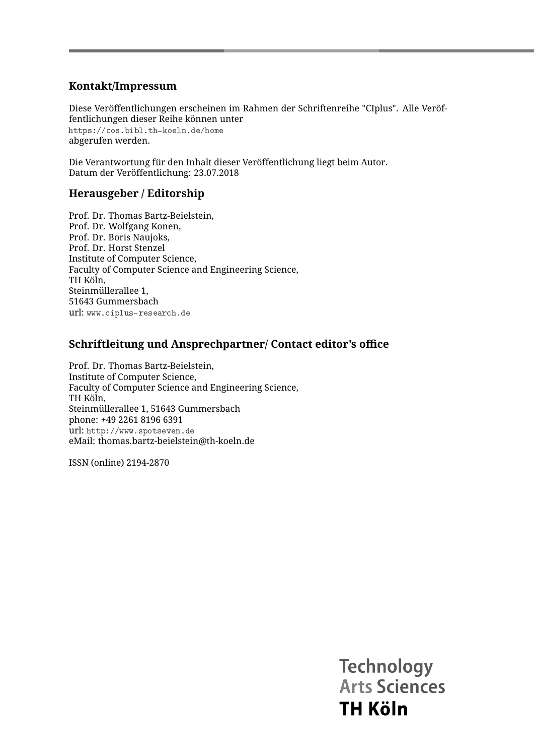## Kontakt/Impressum

Diese Veröffentlichungen erscheinen im Rahmen der Schriftenreihe "CIplus". Alle Veröffentlichungen dieser Reihe können unter
https://cos.bibl.th-koeln.de/home
abgerufen werden.

Die Verantwortung für den Inhalt dieser Veröffentlichung liegt beim Autor.
Datum der Veröffentlichung: 23.07.2018

## Herausgeber / Editorship

Prof. Dr. Thomas Bartz-Beielstein,
Prof. Dr. Wolfgang Konen,
Prof. Dr. Boris Naujoks,
Prof. Dr. Horst Stenzel
Institute of Computer Science,
Faculty of Computer Science and Engineering Science,
TH Köln,
Steinmüllerallee 1,
51643 Gummersbach
url: www.ciplus-research.de

## Schriftleitung und Ansprechpartner/ Contact editor's office

Prof. Dr. Thomas Bartz-Beielstein,
Institute of Computer Science,
Faculty of Computer Science and Engineering Science,
TH Köln,
Steinmüllerallee 1, 51643 Gummersbach
phone: +49 2261 8196 6391
url: http://www.spotseven.de
eMail: thomas.bartz-beielstein@th-koeln.de

ISSN (online) 2194-2870

Technology
Arts Sciences
TH Köln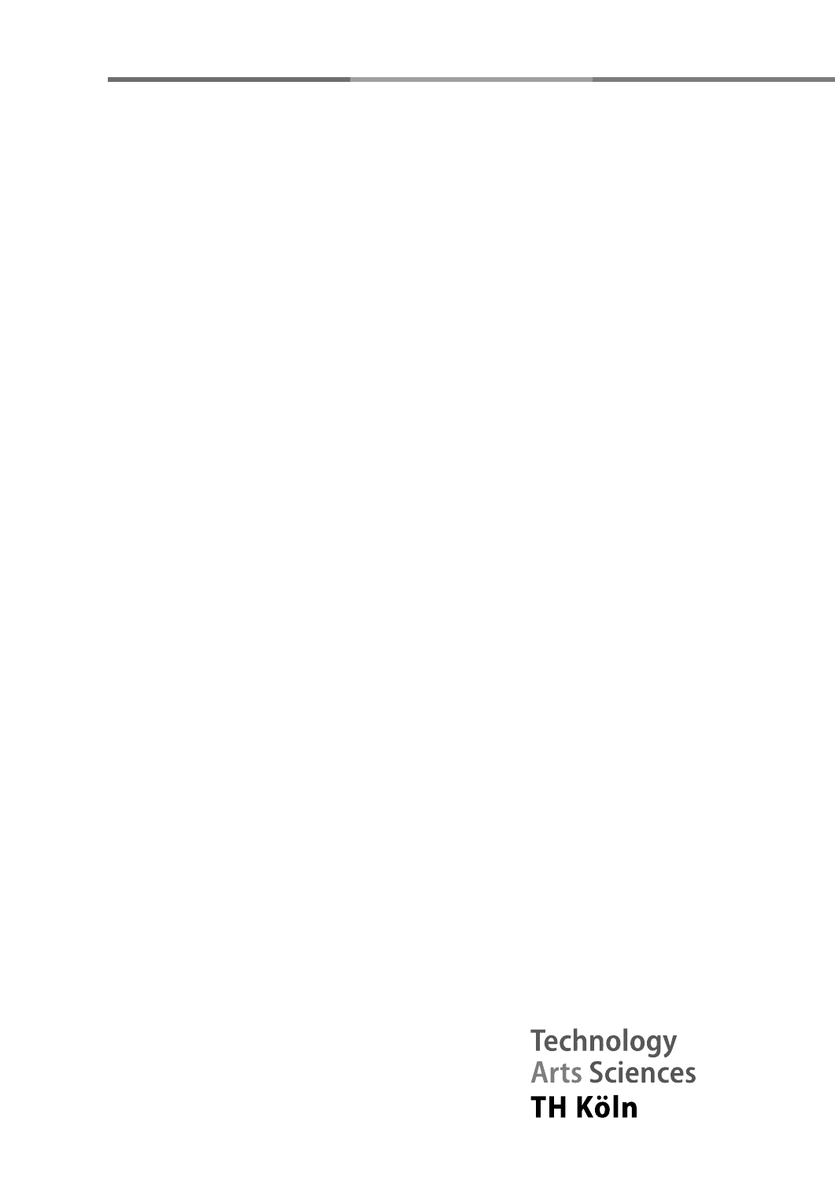Technology
Arts Sciences
TH Köln